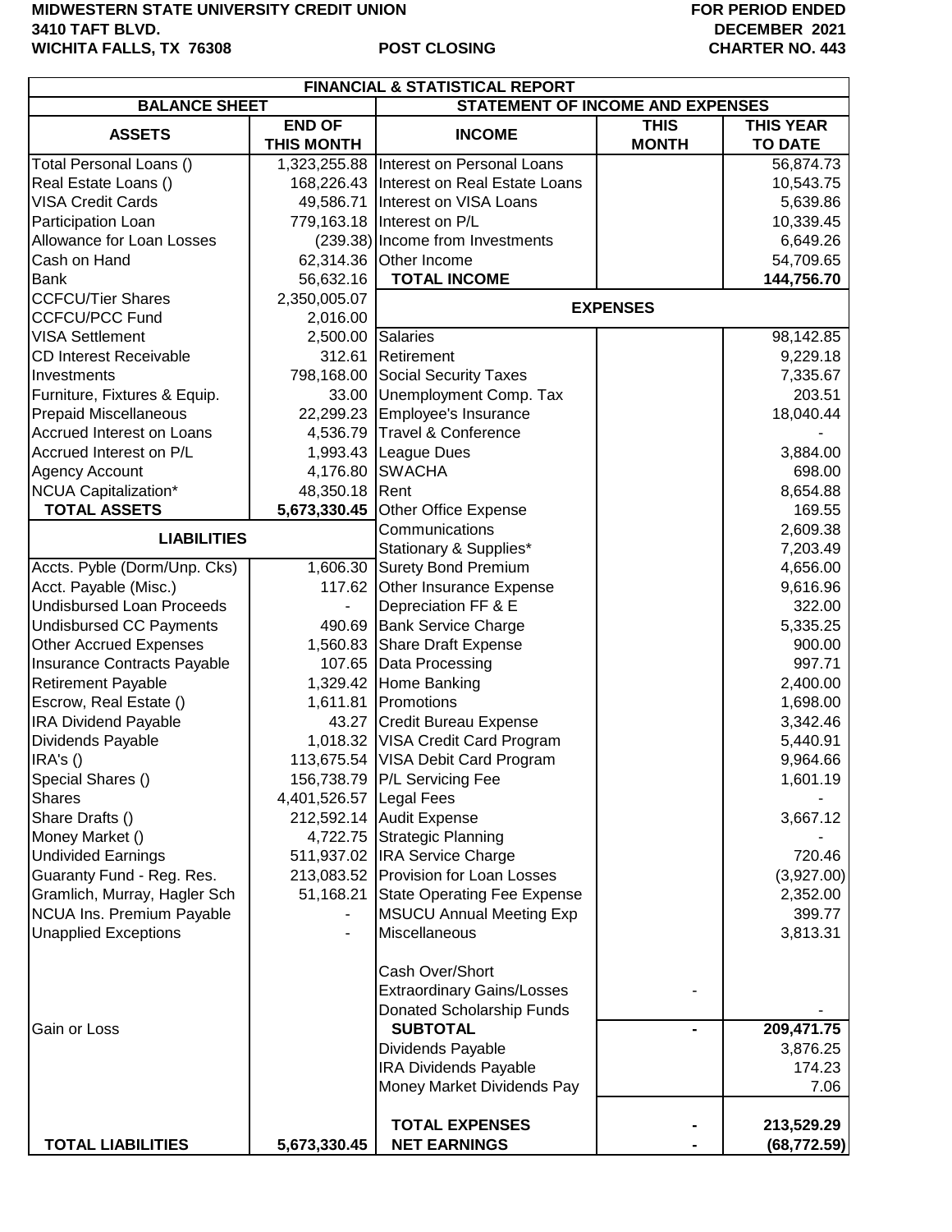**MIDWESTERN STATE UNIVERSITY CREDIT UNION**
**3410 TAFT BLVD.**
**WICHITA FALLS, TX 76308**

**POST CLOSING**

**FOR PERIOD ENDED**
**DECEMBER 2021**
**CHARTER NO. 443**

## FINANCIAL & STATISTICAL REPORT

| BALANCE SHEET | | STATEMENT OF INCOME AND EXPENSES | | |
|---|---|---|---|---|
| **ASSETS** | **END OF THIS MONTH** | **INCOME** | **THIS MONTH** | **THIS YEAR TO DATE** |
| Total Personal Loans () | 1,323,255.88 | Interest on Personal Loans | | 56,874.73 |
| Real Estate Loans () | 168,226.43 | Interest on Real Estate Loans | | 10,543.75 |
| VISA Credit Cards | 49,586.71 | Interest on VISA Loans | | 5,639.86 |
| Participation Loan | 779,163.18 | Interest on P/L | | 10,339.45 |
| Allowance for Loan Losses | (239.38) | Income from Investments | | 6,649.26 |
| Cash on Hand | 62,314.36 | Other Income | | 54,709.65 |
| Bank | 56,632.16 | **TOTAL INCOME** | | **144,756.70** |
| CCFCU/Tier Shares | 2,350,005.07 | **EXPENSES** | | |
| CCFCU/PCC Fund | 2,016.00 | | | |
| VISA Settlement | 2,500.00 | Salaries | | 98,142.85 |
| CD Interest Receivable | 312.61 | Retirement | | 9,229.18 |
| Investments | 798,168.00 | Social Security Taxes | | 7,335.67 |
| Furniture, Fixtures & Equip. | 33.00 | Unemployment Comp. Tax | | 203.51 |
| Prepaid Miscellaneous | 22,299.23 | Employee's Insurance | | 18,040.44 |
| Accrued Interest on Loans | 4,536.79 | Travel & Conference | | - |
| Accrued Interest on P/L | 1,993.43 | League Dues | | 3,884.00 |
| Agency Account | 4,176.80 | SWACHA | | 698.00 |
| NCUA Capitalization* | 48,350.18 | Rent | | 8,654.88 |
| **TOTAL ASSETS** | **5,673,330.45** | Other Office Expense | | 169.55 |
| **LIABILITIES** | | Communications | | 2,609.38 |
| | | Stationary & Supplies* | | 7,203.49 |
| Accts. Pyble (Dorm/Unp. Cks) | 1,606.30 | Surety Bond Premium | | 4,656.00 |
| Acct. Payable (Misc.) | 117.62 | Other Insurance Expense | | 9,616.96 |
| Undisbursed Loan Proceeds | - | Depreciation FF & E | | 322.00 |
| Undisbursed CC Payments | 490.69 | Bank Service Charge | | 5,335.25 |
| Other Accrued Expenses | 1,560.83 | Share Draft Expense | | 900.00 |
| Insurance Contracts Payable | 107.65 | Data Processing | | 997.71 |
| Retirement Payable | 1,329.42 | Home Banking | | 2,400.00 |
| Escrow, Real Estate () | 1,611.81 | Promotions | | 1,698.00 |
| IRA Dividend Payable | 43.27 | Credit Bureau Expense | | 3,342.46 |
| Dividends Payable | 1,018.32 | VISA Credit Card Program | | 5,440.91 |
| IRA's () | 113,675.54 | VISA Debit Card Program | | 9,964.66 |
| Special Shares () | 156,738.79 | P/L Servicing Fee | | 1,601.19 |
| Shares | 4,401,526.57 | Legal Fees | | - |
| Share Drafts () | 212,592.14 | Audit Expense | | 3,667.12 |
| Money Market () | 4,722.75 | Strategic Planning | | - |
| Undivided Earnings | 511,937.02 | IRA Service Charge | | 720.46 |
| Guaranty Fund - Reg. Res. | 213,083.52 | Provision for Loan Losses | | (3,927.00) |
| Gramlich, Murray, Hagler Sch | 51,168.21 | State Operating Fee Expense | | 2,352.00 |
| NCUA Ins. Premium Payable | - | MSUCU Annual Meeting Exp | | 399.77 |
| Unapplied Exceptions | - | Miscellaneous | | 3,813.31 |
| | | Cash Over/Short | | |
| | | Extraordinary Gains/Losses | - | |
| | | Donated Scholarship Funds | | - |
| Gain or Loss | | **SUBTOTAL** | **-** | **209,471.75** |
| | | Dividends Payable | | 3,876.25 |
| | | IRA Dividends Payable | | 174.23 |
| | | Money Market Dividends Pay | | 7.06 |
| | | **TOTAL EXPENSES** | **-** | **213,529.29** |
| **TOTAL LIABILITIES** | **5,673,330.45** | **NET EARNINGS** | **-** | **(68,772.59)** |